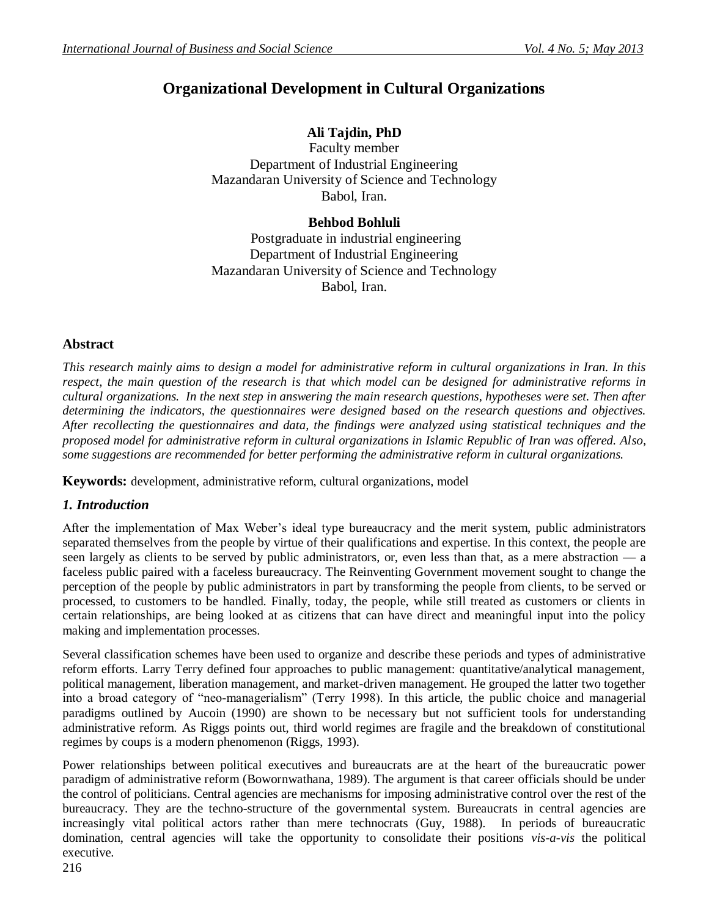# Organizational Development in Cultural Organizations

**Ali Tajdin, PhD**
Faculty member
Department of Industrial Engineering
Mazandaran University of Science and Technology
Babol, Iran.

**Behbod Bohluli**
Postgraduate in industrial engineering
Department of Industrial Engineering
Mazandaran University of Science and Technology
Babol, Iran.

## Abstract

*This research mainly aims to design a model for administrative reform in cultural organizations in Iran. In this respect, the main question of the research is that which model can be designed for administrative reforms in cultural organizations. In the next step in answering the main research questions, hypotheses were set. Then after determining the indicators, the questionnaires were designed based on the research questions and objectives. After recollecting the questionnaires and data, the findings were analyzed using statistical techniques and the proposed model for administrative reform in cultural organizations in Islamic Republic of Iran was offered. Also, some suggestions are recommended for better performing the administrative reform in cultural organizations.*

**Keywords:** development, administrative reform, cultural organizations, model

## *1. Introduction*

After the implementation of Max Weber's ideal type bureaucracy and the merit system, public administrators separated themselves from the people by virtue of their qualifications and expertise. In this context, the people are seen largely as clients to be served by public administrators, or, even less than that, as a mere abstraction — a faceless public paired with a faceless bureaucracy. The Reinventing Government movement sought to change the perception of the people by public administrators in part by transforming the people from clients, to be served or processed, to customers to be handled. Finally, today, the people, while still treated as customers or clients in certain relationships, are being looked at as citizens that can have direct and meaningful input into the policy making and implementation processes.

Several classification schemes have been used to organize and describe these periods and types of administrative reform efforts. Larry Terry defined four approaches to public management: quantitative/analytical management, political management, liberation management, and market-driven management. He grouped the latter two together into a broad category of "neo-managerialism" (Terry 1998). In this article, the public choice and managerial paradigms outlined by Aucoin (1990) are shown to be necessary but not sufficient tools for understanding administrative reform. As Riggs points out, third world regimes are fragile and the breakdown of constitutional regimes by coups is a modern phenomenon (Riggs, 1993).

Power relationships between political executives and bureaucrats are at the heart of the bureaucratic power paradigm of administrative reform (Bowornwathana, 1989). The argument is that career officials should be under the control of politicians. Central agencies are mechanisms for imposing administrative control over the rest of the bureaucracy. They are the techno-structure of the governmental system. Bureaucrats in central agencies are increasingly vital political actors rather than mere technocrats (Guy, 1988). In periods of bureaucratic domination, central agencies will take the opportunity to consolidate their positions *vis-a-vis* the political executive.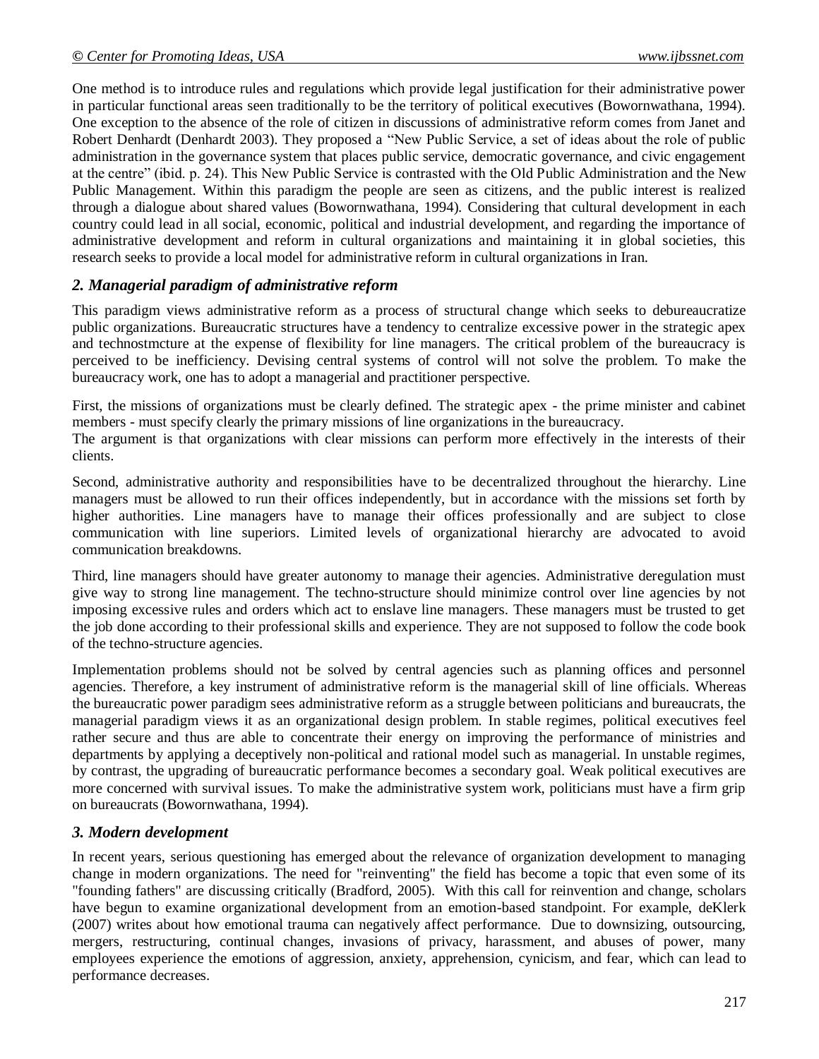One method is to introduce rules and regulations which provide legal justification for their administrative power in particular functional areas seen traditionally to be the territory of political executives (Bowornwathana, 1994). One exception to the absence of the role of citizen in discussions of administrative reform comes from Janet and Robert Denhardt (Denhardt 2003). They proposed a "New Public Service, a set of ideas about the role of public administration in the governance system that places public service, democratic governance, and civic engagement at the centre" (ibid. p. 24). This New Public Service is contrasted with the Old Public Administration and the New Public Management. Within this paradigm the people are seen as citizens, and the public interest is realized through a dialogue about shared values (Bowornwathana, 1994). Considering that cultural development in each country could lead in all social, economic, political and industrial development, and regarding the importance of administrative development and reform in cultural organizations and maintaining it in global societies, this research seeks to provide a local model for administrative reform in cultural organizations in Iran.

## *2. Managerial paradigm of administrative reform*

This paradigm views administrative reform as a process of structural change which seeks to debureaucratize public organizations. Bureaucratic structures have a tendency to centralize excessive power in the strategic apex and technostmcture at the expense of flexibility for line managers. The critical problem of the bureaucracy is perceived to be inefficiency. Devising central systems of control will not solve the problem. To make the bureaucracy work, one has to adopt a managerial and practitioner perspective.

First, the missions of organizations must be clearly defined. The strategic apex - the prime minister and cabinet members - must specify clearly the primary missions of line organizations in the bureaucracy.
The argument is that organizations with clear missions can perform more effectively in the interests of their clients.

Second, administrative authority and responsibilities have to be decentralized throughout the hierarchy. Line managers must be allowed to run their offices independently, but in accordance with the missions set forth by higher authorities. Line managers have to manage their offices professionally and are subject to close communication with line superiors. Limited levels of organizational hierarchy are advocated to avoid communication breakdowns.

Third, line managers should have greater autonomy to manage their agencies. Administrative deregulation must give way to strong line management. The techno-structure should minimize control over line agencies by not imposing excessive rules and orders which act to enslave line managers. These managers must be trusted to get the job done according to their professional skills and experience. They are not supposed to follow the code book of the techno-structure agencies.

Implementation problems should not be solved by central agencies such as planning offices and personnel agencies. Therefore, a key instrument of administrative reform is the managerial skill of line officials. Whereas the bureaucratic power paradigm sees administrative reform as a struggle between politicians and bureaucrats, the managerial paradigm views it as an organizational design problem. In stable regimes, political executives feel rather secure and thus are able to concentrate their energy on improving the performance of ministries and departments by applying a deceptively non-political and rational model such as managerial. In unstable regimes, by contrast, the upgrading of bureaucratic performance becomes a secondary goal. Weak political executives are more concerned with survival issues. To make the administrative system work, politicians must have a firm grip on bureaucrats (Bowornwathana, 1994).

## *3. Modern development*

In recent years, serious questioning has emerged about the relevance of organization development to managing change in modern organizations. The need for "reinventing" the field has become a topic that even some of its "founding fathers" are discussing critically (Bradford, 2005). With this call for reinvention and change, scholars have begun to examine organizational development from an emotion-based standpoint. For example, deKlerk (2007) writes about how emotional trauma can negatively affect performance. Due to downsizing, outsourcing, mergers, restructuring, continual changes, invasions of privacy, harassment, and abuses of power, many employees experience the emotions of aggression, anxiety, apprehension, cynicism, and fear, which can lead to performance decreases.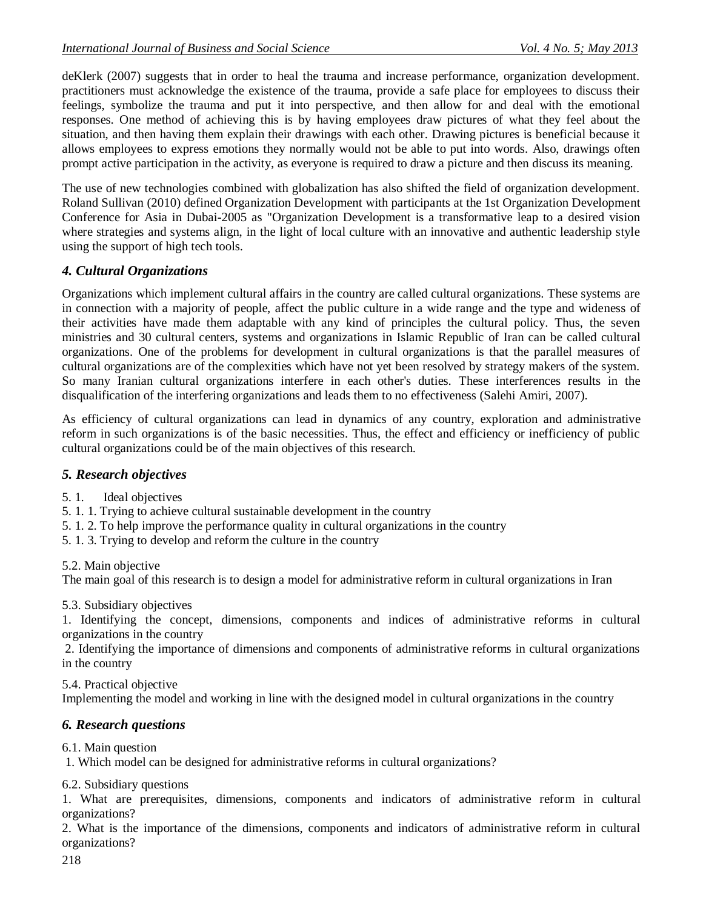deKlerk (2007) suggests that in order to heal the trauma and increase performance, organization development. practitioners must acknowledge the existence of the trauma, provide a safe place for employees to discuss their feelings, symbolize the trauma and put it into perspective, and then allow for and deal with the emotional responses. One method of achieving this is by having employees draw pictures of what they feel about the situation, and then having them explain their drawings with each other. Drawing pictures is beneficial because it allows employees to express emotions they normally would not be able to put into words. Also, drawings often prompt active participation in the activity, as everyone is required to draw a picture and then discuss its meaning.

The use of new technologies combined with globalization has also shifted the field of organization development. Roland Sullivan (2010) defined Organization Development with participants at the 1st Organization Development Conference for Asia in Dubai-2005 as "Organization Development is a transformative leap to a desired vision where strategies and systems align, in the light of local culture with an innovative and authentic leadership style using the support of high tech tools.

## *4. Cultural Organizations*

Organizations which implement cultural affairs in the country are called cultural organizations. These systems are in connection with a majority of people, affect the public culture in a wide range and the type and wideness of their activities have made them adaptable with any kind of principles the cultural policy. Thus, the seven ministries and 30 cultural centers, systems and organizations in Islamic Republic of Iran can be called cultural organizations. One of the problems for development in cultural organizations is that the parallel measures of cultural organizations are of the complexities which have not yet been resolved by strategy makers of the system. So many Iranian cultural organizations interfere in each other's duties. These interferences results in the disqualification of the interfering organizations and leads them to no effectiveness (Salehi Amiri, 2007).

As efficiency of cultural organizations can lead in dynamics of any country, exploration and administrative reform in such organizations is of the basic necessities. Thus, the effect and efficiency or inefficiency of public cultural organizations could be of the main objectives of this research.

## *5. Research objectives*

5. 1. Ideal objectives
5. 1. 1. Trying to achieve cultural sustainable development in the country
5. 1. 2. To help improve the performance quality in cultural organizations in the country
5. 1. 3. Trying to develop and reform the culture in the country

5.2. Main objective
The main goal of this research is to design a model for administrative reform in cultural organizations in Iran

5.3. Subsidiary objectives
1. Identifying the concept, dimensions, components and indices of administrative reforms in cultural organizations in the country
2. Identifying the importance of dimensions and components of administrative reforms in cultural organizations in the country

5.4. Practical objective
Implementing the model and working in line with the designed model in cultural organizations in the country

## *6. Research questions*

6.1. Main question
1. Which model can be designed for administrative reforms in cultural organizations?

6.2. Subsidiary questions
1. What are prerequisites, dimensions, components and indicators of administrative reform in cultural organizations?
2. What is the importance of the dimensions, components and indicators of administrative reform in cultural organizations?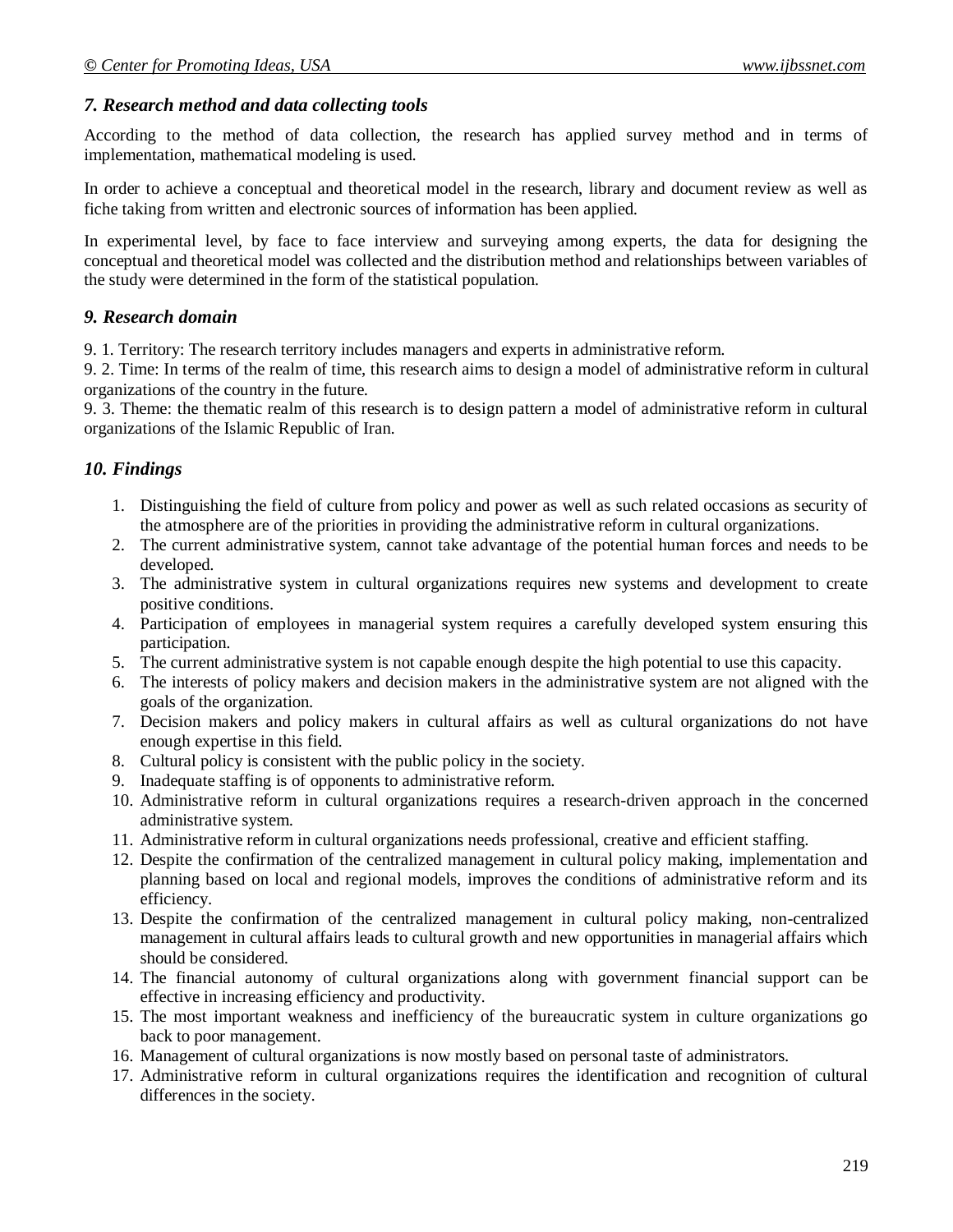### *7. Research method and data collecting tools*

According to the method of data collection, the research has applied survey method and in terms of implementation, mathematical modeling is used.

In order to achieve a conceptual and theoretical model in the research, library and document review as well as fiche taking from written and electronic sources of information has been applied.

In experimental level, by face to face interview and surveying among experts, the data for designing the conceptual and theoretical model was collected and the distribution method and relationships between variables of the study were determined in the form of the statistical population.

### *9. Research domain*

9. 1. Territory: The research territory includes managers and experts in administrative reform.
9. 2. Time: In terms of the realm of time, this research aims to design a model of administrative reform in cultural organizations of the country in the future.
9. 3. Theme: the thematic realm of this research is to design pattern a model of administrative reform in cultural organizations of the Islamic Republic of Iran.

### *10. Findings*

1. Distinguishing the field of culture from policy and power as well as such related occasions as security of the atmosphere are of the priorities in providing the administrative reform in cultural organizations.
2. The current administrative system, cannot take advantage of the potential human forces and needs to be developed.
3. The administrative system in cultural organizations requires new systems and development to create positive conditions.
4. Participation of employees in managerial system requires a carefully developed system ensuring this participation.
5. The current administrative system is not capable enough despite the high potential to use this capacity.
6. The interests of policy makers and decision makers in the administrative system are not aligned with the goals of the organization.
7. Decision makers and policy makers in cultural affairs as well as cultural organizations do not have enough expertise in this field.
8. Cultural policy is consistent with the public policy in the society.
9. Inadequate staffing is of opponents to administrative reform.
10. Administrative reform in cultural organizations requires a research-driven approach in the concerned administrative system.
11. Administrative reform in cultural organizations needs professional, creative and efficient staffing.
12. Despite the confirmation of the centralized management in cultural policy making, implementation and planning based on local and regional models, improves the conditions of administrative reform and its efficiency.
13. Despite the confirmation of the centralized management in cultural policy making, non-centralized management in cultural affairs leads to cultural growth and new opportunities in managerial affairs which should be considered.
14. The financial autonomy of cultural organizations along with government financial support can be effective in increasing efficiency and productivity.
15. The most important weakness and inefficiency of the bureaucratic system in culture organizations go back to poor management.
16. Management of cultural organizations is now mostly based on personal taste of administrators.
17. Administrative reform in cultural organizations requires the identification and recognition of cultural differences in the society.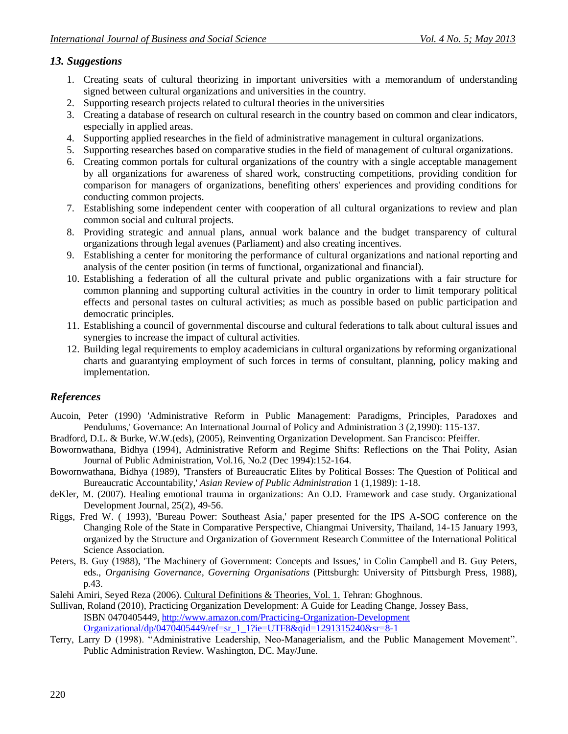## *13. Suggestions*

1. Creating seats of cultural theorizing in important universities with a memorandum of understanding signed between cultural organizations and universities in the country.
2. Supporting research projects related to cultural theories in the universities
3. Creating a database of research on cultural research in the country based on common and clear indicators, especially in applied areas.
4. Supporting applied researches in the field of administrative management in cultural organizations.
5. Supporting researches based on comparative studies in the field of management of cultural organizations.
6. Creating common portals for cultural organizations of the country with a single acceptable management by all organizations for awareness of shared work, constructing competitions, providing condition for comparison for managers of organizations, benefiting others' experiences and providing conditions for conducting common projects.
7. Establishing some independent center with cooperation of all cultural organizations to review and plan common social and cultural projects.
8. Providing strategic and annual plans, annual work balance and the budget transparency of cultural organizations through legal avenues (Parliament) and also creating incentives.
9. Establishing a center for monitoring the performance of cultural organizations and national reporting and analysis of the center position (in terms of functional, organizational and financial).
10. Establishing a federation of all the cultural private and public organizations with a fair structure for common planning and supporting cultural activities in the country in order to limit temporary political effects and personal tastes on cultural activities; as much as possible based on public participation and democratic principles.
11. Establishing a council of governmental discourse and cultural federations to talk about cultural issues and synergies to increase the impact of cultural activities.
12. Building legal requirements to employ academicians in cultural organizations by reforming organizational charts and guarantying employment of such forces in terms of consultant, planning, policy making and implementation.

## *References*

Aucoin, Peter (1990) 'Administrative Reform in Public Management: Paradigms, Principles, Paradoxes and Pendulums,' Governance: An International Journal of Policy and Administration 3 (2,1990): 115-137.

Bradford, D.L. & Burke, W.W.(eds), (2005), Reinventing Organization Development. San Francisco: Pfeiffer.

Bowornwathana, Bidhya (1994), Administrative Reform and Regime Shifts: Reflections on the Thai Polity, Asian Journal of Public Administration, Vol.16, No.2 (Dec 1994):152-164.

Bowornwathana, Bidhya (1989), 'Transfers of Bureaucratic Elites by Political Bosses: The Question of Political and Bureaucratic Accountability,' *Asian Review of Public Administration* 1 (1,1989): 1-18.

deKler, M. (2007). Healing emotional trauma in organizations: An O.D. Framework and case study. Organizational Development Journal, 25(2), 49-56.

Riggs, Fred W. ( 1993), 'Bureau Power: Southeast Asia,' paper presented for the IPS A-SOG conference on the Changing Role of the State in Comparative Perspective, Chiangmai University, Thailand, 14-15 January 1993, organized by the Structure and Organization of Government Research Committee of the International Political Science Association.

Peters, B. Guy (1988), 'The Machinery of Government: Concepts and Issues,' in Colin Campbell and B. Guy Peters, eds., *Organising Governance, Governing Organisations* (Pittsburgh: University of Pittsburgh Press, 1988), p.43.

Salehi Amiri, Seyed Reza (2006). Cultural Definitions & Theories, Vol. 1. Tehran: Ghoghnous.

Sullivan, Roland (2010), Practicing Organization Development: A Guide for Leading Change, Jossey Bass, ISBN 0470405449, http://www.amazon.com/Practicing-Organization-Development Organizational/dp/0470405449/ref=sr_1_1?ie=UTF8&qid=1291315240&sr=8-1

Terry, Larry D (1998). "Administrative Leadership, Neo-Managerialism, and the Public Management Movement". Public Administration Review. Washington, DC. May/June.